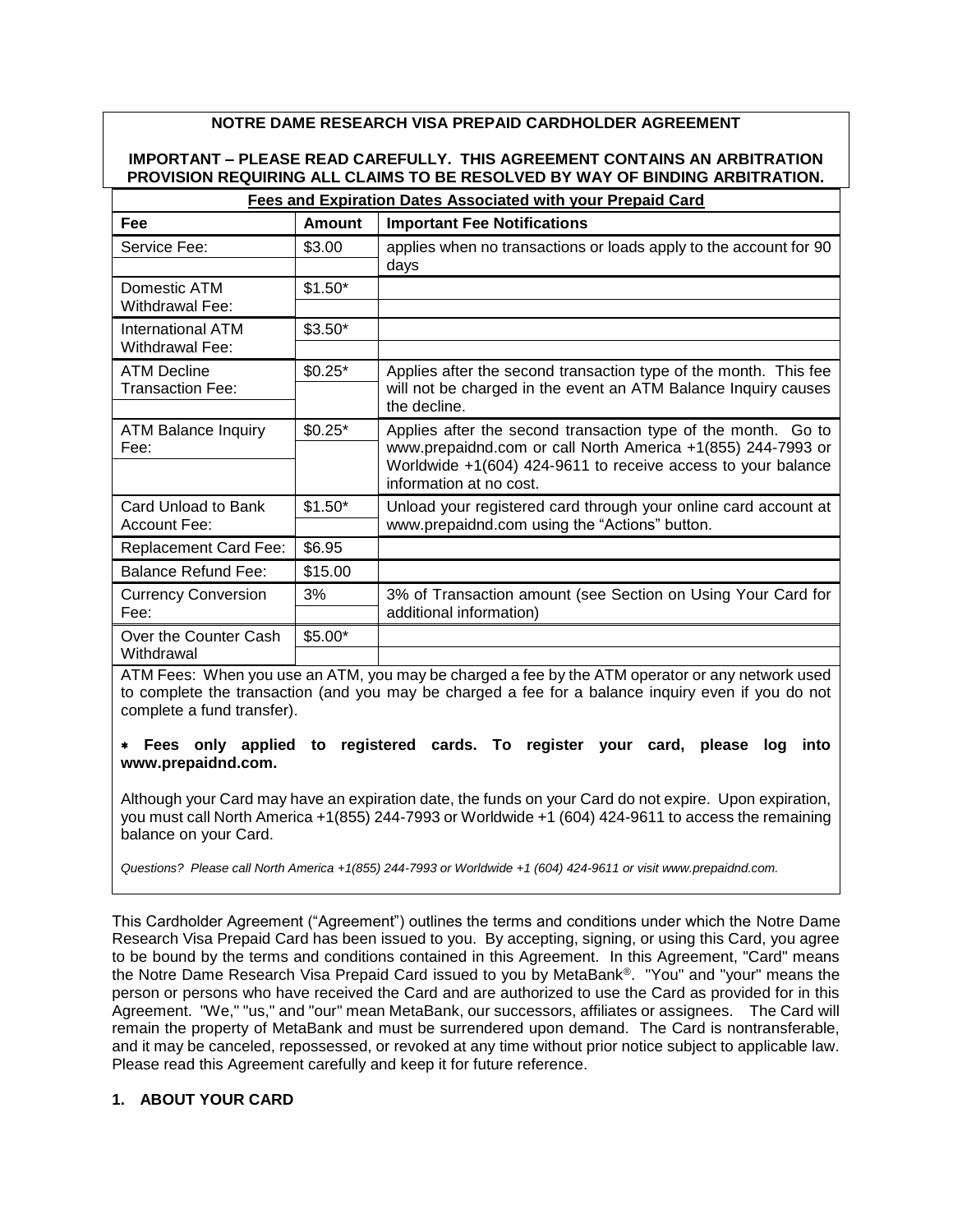# NOTRE DAME RESEARCH VISA PREPAID CARDHOLDER AGREEMENT

**IMPORTANT – PLEASE READ CAREFULLY. THIS AGREEMENT CONTAINS AN ARBITRATION PROVISION REQUIRING ALL CLAIMS TO BE RESOLVED BY WAY OF BINDING ARBITRATION.**

**Fees and Expiration Dates Associated with your Prepaid Card**

| Fee | Amount | Important Fee Notifications |
|---|---|---|
| Service Fee: | $3.00 | applies when no transactions or loads apply to the account for 90 days |
| Domestic ATM Withdrawal Fee: | $1.50* | |
| International ATM Withdrawal Fee: | $3.50* | |
| ATM Decline Transaction Fee: | $0.25* | Applies after the second transaction type of the month. This fee will not be charged in the event an ATM Balance Inquiry causes the decline. |
| ATM Balance Inquiry Fee: | $0.25* | Applies after the second transaction type of the month. Go to www.prepaidnd.com or call North America +1(855) 244-7993 or Worldwide +1(604) 424-9611 to receive access to your balance information at no cost. |
| Card Unload to Bank Account Fee: | $1.50* | Unload your registered card through your online card account at www.prepaidnd.com using the "Actions" button. |
| Replacement Card Fee: | $6.95 | |
| Balance Refund Fee: | $15.00 | |
| Currency Conversion Fee: | 3% | 3% of Transaction amount (see Section on Using Your Card for additional information) |
| Over the Counter Cash Withdrawal | $5.00* | |

ATM Fees: When you use an ATM, you may be charged a fee by the ATM operator or any network used to complete the transaction (and you may be charged a fee for a balance inquiry even if you do not complete a fund transfer).

* **Fees only applied to registered cards. To register your card, please log into www.prepaidnd.com.**

Although your Card may have an expiration date, the funds on your Card do not expire. Upon expiration, you must call North America +1(855) 244-7993 or Worldwide +1 (604) 424-9611 to access the remaining balance on your Card.

*Questions? Please call North America +1(855) 244-7993 or Worldwide +1 (604) 424-9611 or visit www.prepaidnd.com.*

This Cardholder Agreement ("Agreement") outlines the terms and conditions under which the Notre Dame Research Visa Prepaid Card has been issued to you. By accepting, signing, or using this Card, you agree to be bound by the terms and conditions contained in this Agreement. In this Agreement, "Card" means the Notre Dame Research Visa Prepaid Card issued to you by MetaBank®. "You" and "your" means the person or persons who have received the Card and are authorized to use the Card as provided for in this Agreement. "We," "us," and "our" mean MetaBank, our successors, affiliates or assignees. The Card will remain the property of MetaBank and must be surrendered upon demand. The Card is nontransferable, and it may be canceled, repossessed, or revoked at any time without prior notice subject to applicable law. Please read this Agreement carefully and keep it for future reference.

## 1. ABOUT YOUR CARD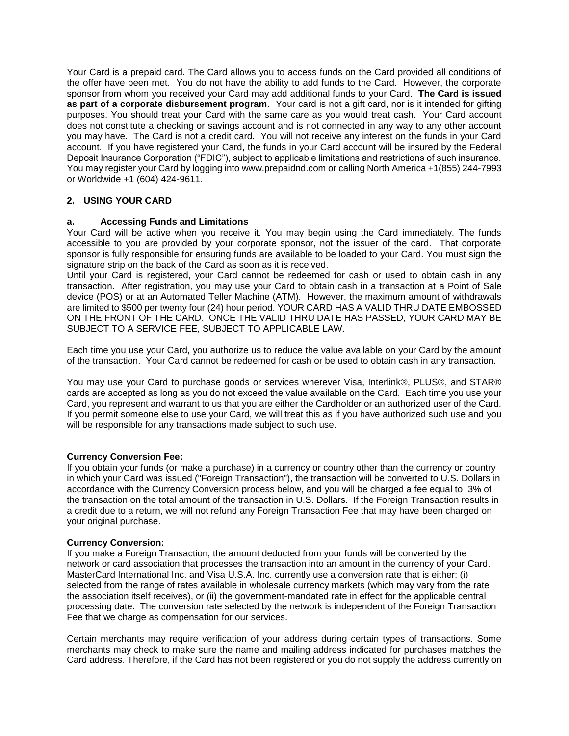Your Card is a prepaid card. The Card allows you to access funds on the Card provided all conditions of the offer have been met. You do not have the ability to add funds to the Card. However, the corporate sponsor from whom you received your Card may add additional funds to your Card. **The Card is issued as part of a corporate disbursement program**. Your card is not a gift card, nor is it intended for gifting purposes. You should treat your Card with the same care as you would treat cash. Your Card account does not constitute a checking or savings account and is not connected in any way to any other account you may have. The Card is not a credit card. You will not receive any interest on the funds in your Card account. If you have registered your Card, the funds in your Card account will be insured by the Federal Deposit Insurance Corporation ("FDIC"), subject to applicable limitations and restrictions of such insurance. You may register your Card by logging into www.prepaidnd.com or calling North America +1(855) 244-7993 or Worldwide +1 (604) 424-9611.

## 2. USING YOUR CARD

### a. Accessing Funds and Limitations

Your Card will be active when you receive it. You may begin using the Card immediately. The funds accessible to you are provided by your corporate sponsor, not the issuer of the card. That corporate sponsor is fully responsible for ensuring funds are available to be loaded to your Card. You must sign the signature strip on the back of the Card as soon as it is received.

Until your Card is registered, your Card cannot be redeemed for cash or used to obtain cash in any transaction. After registration, you may use your Card to obtain cash in a transaction at a Point of Sale device (POS) or at an Automated Teller Machine (ATM). However, the maximum amount of withdrawals are limited to $500 per twenty four (24) hour period. YOUR CARD HAS A VALID THRU DATE EMBOSSED ON THE FRONT OF THE CARD. ONCE THE VALID THRU DATE HAS PASSED, YOUR CARD MAY BE SUBJECT TO A SERVICE FEE, SUBJECT TO APPLICABLE LAW.

Each time you use your Card, you authorize us to reduce the value available on your Card by the amount of the transaction. Your Card cannot be redeemed for cash or be used to obtain cash in any transaction.

You may use your Card to purchase goods or services wherever Visa, Interlink®, PLUS®, and STAR® cards are accepted as long as you do not exceed the value available on the Card. Each time you use your Card, you represent and warrant to us that you are either the Cardholder or an authorized user of the Card. If you permit someone else to use your Card, we will treat this as if you have authorized such use and you will be responsible for any transactions made subject to such use.

**Currency Conversion Fee:**

If you obtain your funds (or make a purchase) in a currency or country other than the currency or country in which your Card was issued ("Foreign Transaction"), the transaction will be converted to U.S. Dollars in accordance with the Currency Conversion process below, and you will be charged a fee equal to 3% of the transaction on the total amount of the transaction in U.S. Dollars. If the Foreign Transaction results in a credit due to a return, we will not refund any Foreign Transaction Fee that may have been charged on your original purchase.

**Currency Conversion:**

If you make a Foreign Transaction, the amount deducted from your funds will be converted by the network or card association that processes the transaction into an amount in the currency of your Card. MasterCard International Inc. and Visa U.S.A. Inc. currently use a conversion rate that is either: (i) selected from the range of rates available in wholesale currency markets (which may vary from the rate the association itself receives), or (ii) the government-mandated rate in effect for the applicable central processing date. The conversion rate selected by the network is independent of the Foreign Transaction Fee that we charge as compensation for our services.

Certain merchants may require verification of your address during certain types of transactions. Some merchants may check to make sure the name and mailing address indicated for purchases matches the Card address. Therefore, if the Card has not been registered or you do not supply the address currently on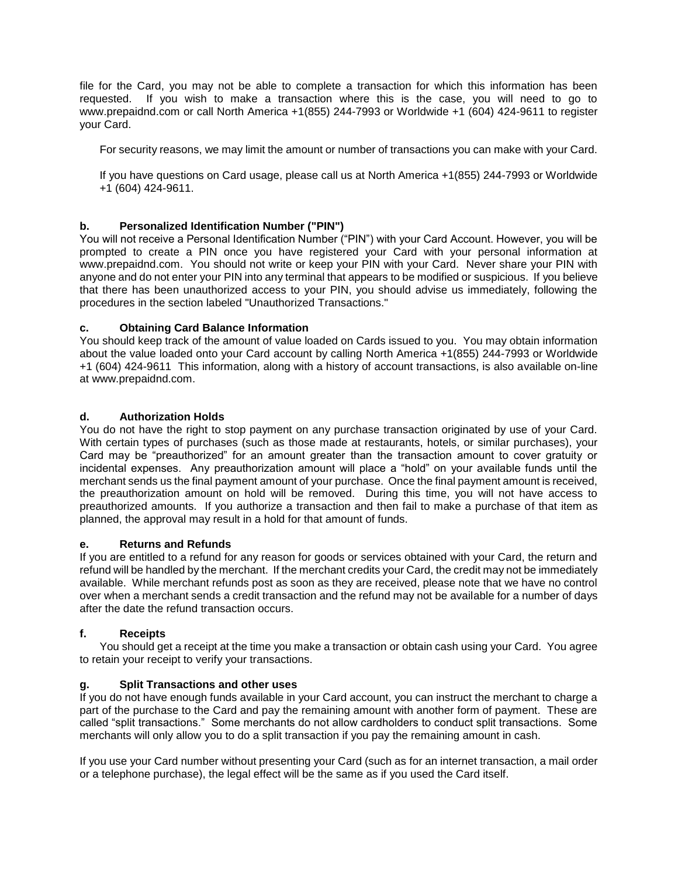file for the Card, you may not be able to complete a transaction for which this information has been requested. If you wish to make a transaction where this is the case, you will need to go to www.prepaidnd.com or call North America +1(855) 244-7993 or Worldwide +1 (604) 424-9611 to register your Card.

For security reasons, we may limit the amount or number of transactions you can make with your Card.

If you have questions on Card usage, please call us at North America +1(855) 244-7993 or Worldwide +1 (604) 424-9611.

**b. Personalized Identification Number ("PIN")**

You will not receive a Personal Identification Number ("PIN") with your Card Account. However, you will be prompted to create a PIN once you have registered your Card with your personal information at www.prepaidnd.com. You should not write or keep your PIN with your Card. Never share your PIN with anyone and do not enter your PIN into any terminal that appears to be modified or suspicious. If you believe that there has been unauthorized access to your PIN, you should advise us immediately, following the procedures in the section labeled "Unauthorized Transactions."

**c. Obtaining Card Balance Information**

You should keep track of the amount of value loaded on Cards issued to you. You may obtain information about the value loaded onto your Card account by calling North America +1(855) 244-7993 or Worldwide +1 (604) 424-9611 This information, along with a history of account transactions, is also available on-line at www.prepaidnd.com.

**d. Authorization Holds**

You do not have the right to stop payment on any purchase transaction originated by use of your Card. With certain types of purchases (such as those made at restaurants, hotels, or similar purchases), your Card may be "preauthorized" for an amount greater than the transaction amount to cover gratuity or incidental expenses. Any preauthorization amount will place a "hold" on your available funds until the merchant sends us the final payment amount of your purchase. Once the final payment amount is received, the preauthorization amount on hold will be removed. During this time, you will not have access to preauthorized amounts. If you authorize a transaction and then fail to make a purchase of that item as planned, the approval may result in a hold for that amount of funds.

**e. Returns and Refunds**

If you are entitled to a refund for any reason for goods or services obtained with your Card, the return and refund will be handled by the merchant. If the merchant credits your Card, the credit may not be immediately available. While merchant refunds post as soon as they are received, please note that we have no control over when a merchant sends a credit transaction and the refund may not be available for a number of days after the date the refund transaction occurs.

**f. Receipts**

You should get a receipt at the time you make a transaction or obtain cash using your Card. You agree to retain your receipt to verify your transactions.

**g. Split Transactions and other uses**

If you do not have enough funds available in your Card account, you can instruct the merchant to charge a part of the purchase to the Card and pay the remaining amount with another form of payment. These are called "split transactions." Some merchants do not allow cardholders to conduct split transactions. Some merchants will only allow you to do a split transaction if you pay the remaining amount in cash.

If you use your Card number without presenting your Card (such as for an internet transaction, a mail order or a telephone purchase), the legal effect will be the same as if you used the Card itself.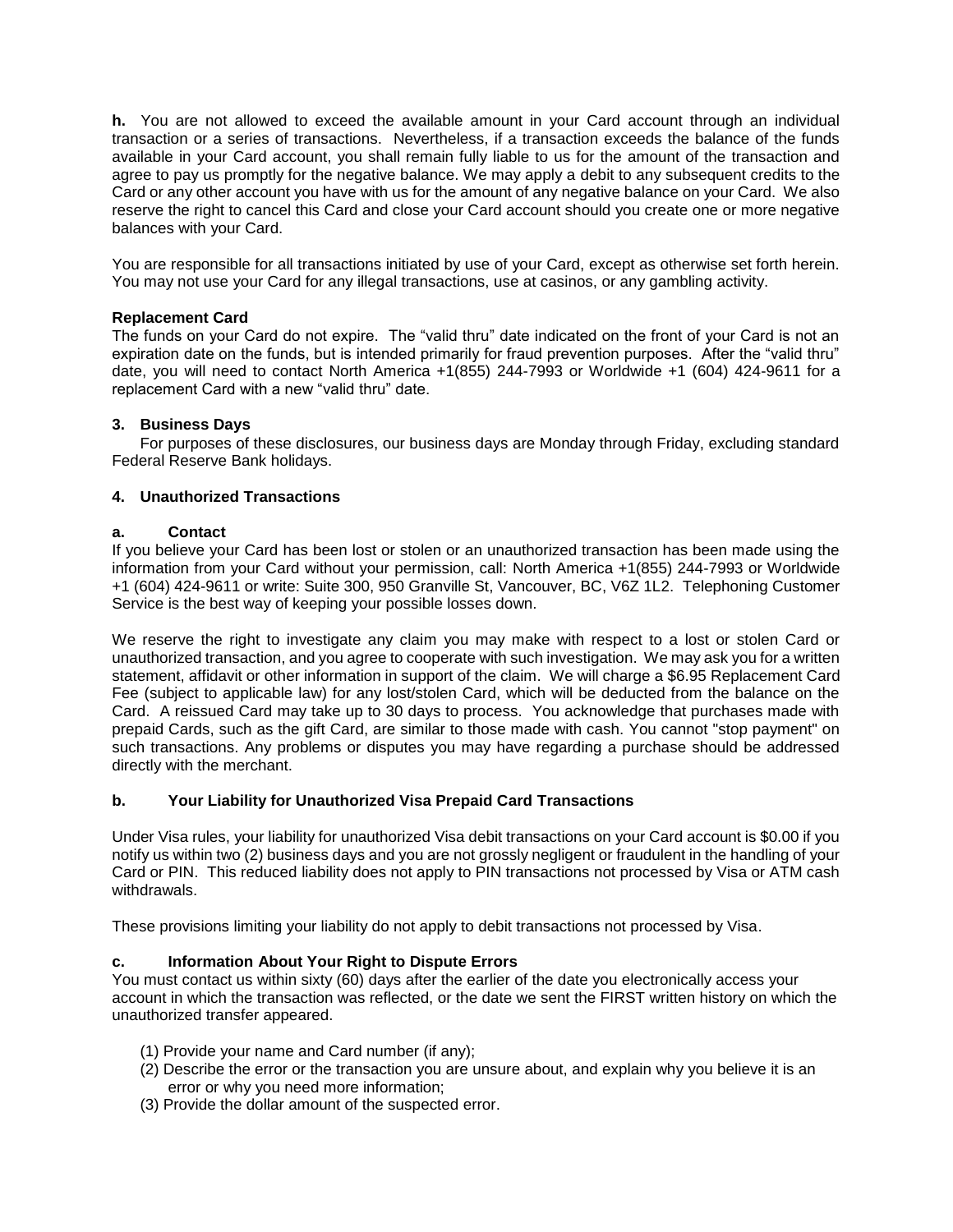**h.** You are not allowed to exceed the available amount in your Card account through an individual transaction or a series of transactions. Nevertheless, if a transaction exceeds the balance of the funds available in your Card account, you shall remain fully liable to us for the amount of the transaction and agree to pay us promptly for the negative balance. We may apply a debit to any subsequent credits to the Card or any other account you have with us for the amount of any negative balance on your Card. We also reserve the right to cancel this Card and close your Card account should you create one or more negative balances with your Card.

You are responsible for all transactions initiated by use of your Card, except as otherwise set forth herein. You may not use your Card for any illegal transactions, use at casinos, or any gambling activity.

**Replacement Card**
The funds on your Card do not expire. The "valid thru" date indicated on the front of your Card is not an expiration date on the funds, but is intended primarily for fraud prevention purposes. After the "valid thru" date, you will need to contact North America +1(855) 244-7993 or Worldwide +1 (604) 424-9611 for a replacement Card with a new "valid thru" date.

### 3. Business Days

For purposes of these disclosures, our business days are Monday through Friday, excluding standard Federal Reserve Bank holidays.

### 4. Unauthorized Transactions

**a. Contact**
If you believe your Card has been lost or stolen or an unauthorized transaction has been made using the information from your Card without your permission, call: North America +1(855) 244-7993 or Worldwide +1 (604) 424-9611 or write: Suite 300, 950 Granville St, Vancouver, BC, V6Z 1L2. Telephoning Customer Service is the best way of keeping your possible losses down.

We reserve the right to investigate any claim you may make with respect to a lost or stolen Card or unauthorized transaction, and you agree to cooperate with such investigation. We may ask you for a written statement, affidavit or other information in support of the claim. We will charge a $6.95 Replacement Card Fee (subject to applicable law) for any lost/stolen Card, which will be deducted from the balance on the Card. A reissued Card may take up to 30 days to process. You acknowledge that purchases made with prepaid Cards, such as the gift Card, are similar to those made with cash. You cannot "stop payment" on such transactions. Any problems or disputes you may have regarding a purchase should be addressed directly with the merchant.

**b. Your Liability for Unauthorized Visa Prepaid Card Transactions**

Under Visa rules, your liability for unauthorized Visa debit transactions on your Card account is $0.00 if you notify us within two (2) business days and you are not grossly negligent or fraudulent in the handling of your Card or PIN. This reduced liability does not apply to PIN transactions not processed by Visa or ATM cash withdrawals.

These provisions limiting your liability do not apply to debit transactions not processed by Visa.

**c. Information About Your Right to Dispute Errors**
You must contact us within sixty (60) days after the earlier of the date you electronically access your account in which the transaction was reflected, or the date we sent the FIRST written history on which the unauthorized transfer appeared.

(1) Provide your name and Card number (if any);
(2) Describe the error or the transaction you are unsure about, and explain why you believe it is an error or why you need more information;
(3) Provide the dollar amount of the suspected error.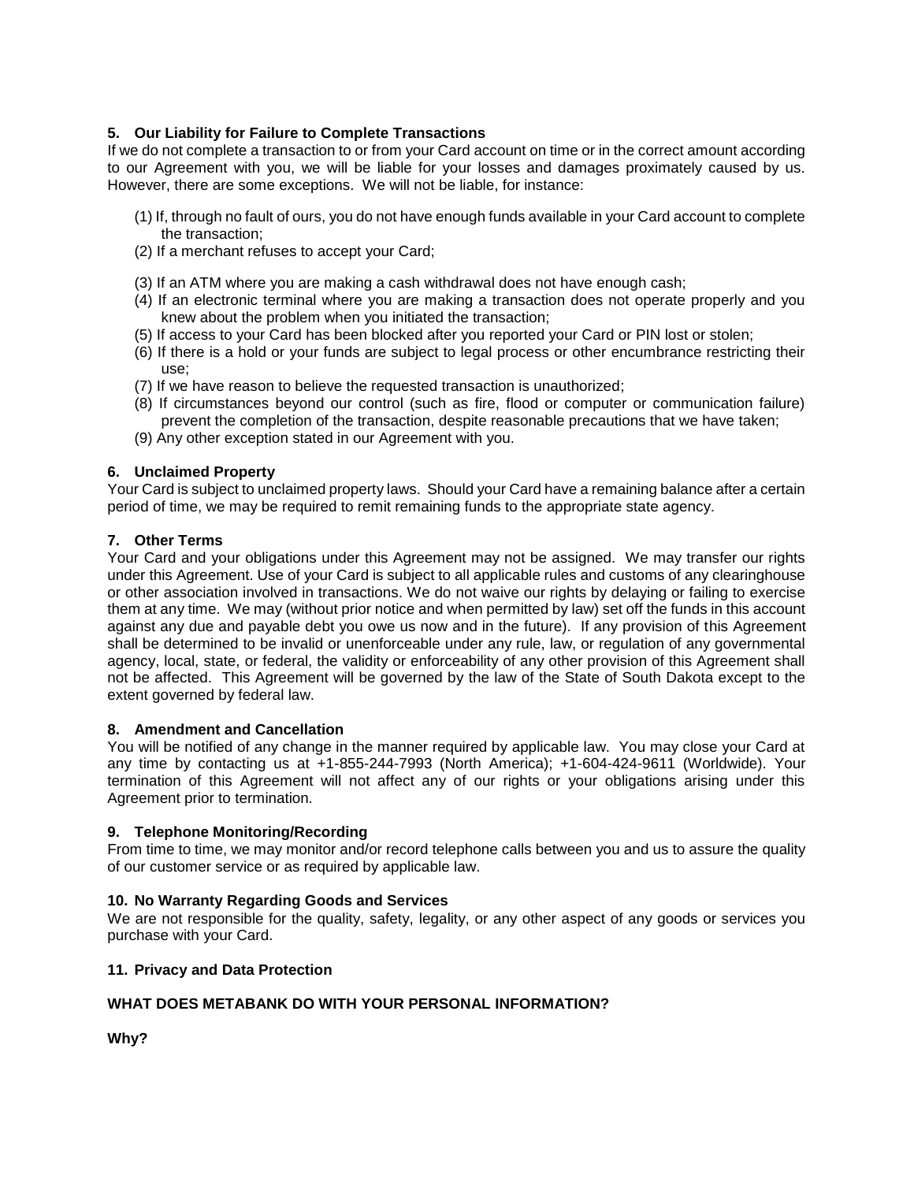**5. Our Liability for Failure to Complete Transactions**

If we do not complete a transaction to or from your Card account on time or in the correct amount according to our Agreement with you, we will be liable for your losses and damages proximately caused by us. However, there are some exceptions. We will not be liable, for instance:

(1) If, through no fault of ours, you do not have enough funds available in your Card account to complete the transaction;
(2) If a merchant refuses to accept your Card;
(3) If an ATM where you are making a cash withdrawal does not have enough cash;
(4) If an electronic terminal where you are making a transaction does not operate properly and you knew about the problem when you initiated the transaction;
(5) If access to your Card has been blocked after you reported your Card or PIN lost or stolen;
(6) If there is a hold or your funds are subject to legal process or other encumbrance restricting their use;
(7) If we have reason to believe the requested transaction is unauthorized;
(8) If circumstances beyond our control (such as fire, flood or computer or communication failure) prevent the completion of the transaction, despite reasonable precautions that we have taken;
(9) Any other exception stated in our Agreement with you.

**6. Unclaimed Property**

Your Card is subject to unclaimed property laws. Should your Card have a remaining balance after a certain period of time, we may be required to remit remaining funds to the appropriate state agency.

**7. Other Terms**

Your Card and your obligations under this Agreement may not be assigned. We may transfer our rights under this Agreement. Use of your Card is subject to all applicable rules and customs of any clearinghouse or other association involved in transactions. We do not waive our rights by delaying or failing to exercise them at any time. We may (without prior notice and when permitted by law) set off the funds in this account against any due and payable debt you owe us now and in the future). If any provision of this Agreement shall be determined to be invalid or unenforceable under any rule, law, or regulation of any governmental agency, local, state, or federal, the validity or enforceability of any other provision of this Agreement shall not be affected. This Agreement will be governed by the law of the State of South Dakota except to the extent governed by federal law.

**8. Amendment and Cancellation**

You will be notified of any change in the manner required by applicable law. You may close your Card at any time by contacting us at +1-855-244-7993 (North America); +1-604-424-9611 (Worldwide). Your termination of this Agreement will not affect any of our rights or your obligations arising under this Agreement prior to termination.

**9. Telephone Monitoring/Recording**

From time to time, we may monitor and/or record telephone calls between you and us to assure the quality of our customer service or as required by applicable law.

**10. No Warranty Regarding Goods and Services**

We are not responsible for the quality, safety, legality, or any other aspect of any goods or services you purchase with your Card.

**11. Privacy and Data Protection**

**WHAT DOES METABANK DO WITH YOUR PERSONAL INFORMATION?**

**Why?**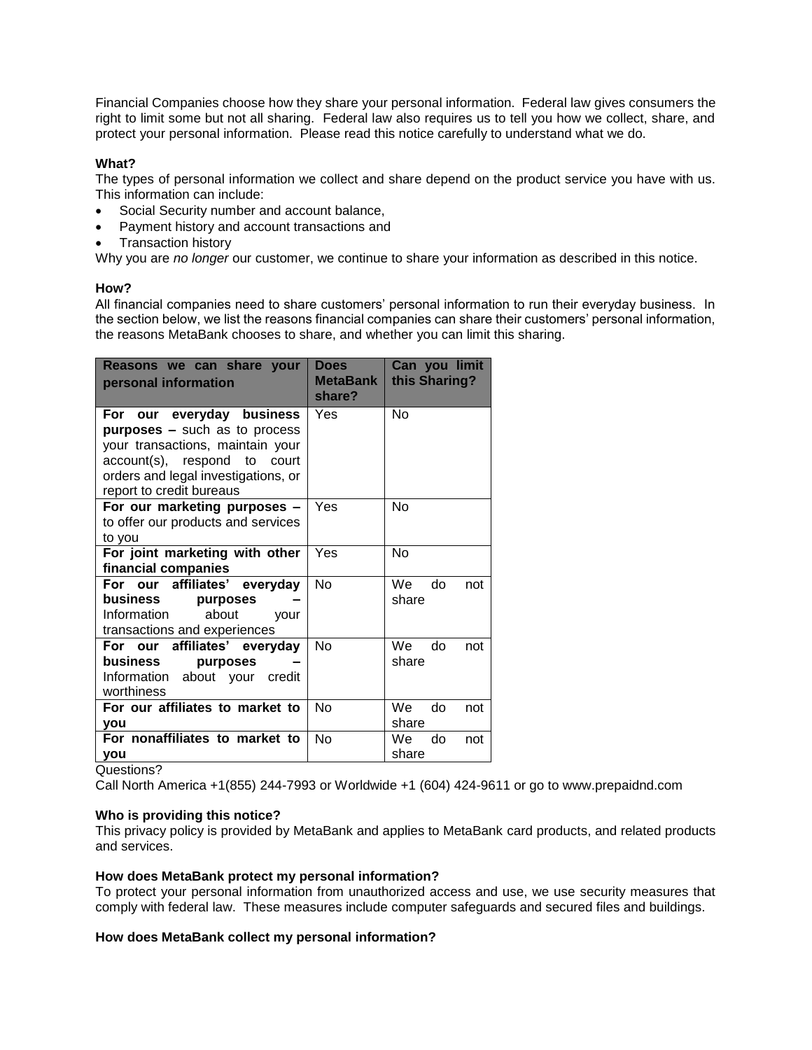Financial Companies choose how they share your personal information. Federal law gives consumers the right to limit some but not all sharing. Federal law also requires us to tell you how we collect, share, and protect your personal information. Please read this notice carefully to understand what we do.

**What?**

The types of personal information we collect and share depend on the product service you have with us. This information can include:

- Social Security number and account balance,
- Payment history and account transactions and
- Transaction history

Why you are *no longer* our customer, we continue to share your information as described in this notice.

**How?**

All financial companies need to share customers' personal information to run their everyday business. In the section below, we list the reasons financial companies can share their customers' personal information, the reasons MetaBank chooses to share, and whether you can limit this sharing.

| Reasons we can share your personal information | Does MetaBank share? | Can you limit this Sharing? |
|---|---|---|
| **For our everyday business purposes –** such as to process your transactions, maintain your account(s), respond to court orders and legal investigations, or report to credit bureaus | Yes | No |
| **For our marketing purposes –** to offer our products and services to you | Yes | No |
| **For joint marketing with other financial companies** | Yes | No |
| **For our affiliates' everyday business purposes –** Information about your transactions and experiences | No | We do not share |
| **For our affiliates' everyday business purposes –** Information about your credit worthiness | No | We do not share |
| **For our affiliates to market to you** | No | We do not share |
| **For nonaffiliates to market to you** | No | We do not share |

Questions?

Call North America +1(855) 244-7993 or Worldwide +1 (604) 424-9611 or go to www.prepaidnd.com

**Who is providing this notice?**

This privacy policy is provided by MetaBank and applies to MetaBank card products, and related products and services.

**How does MetaBank protect my personal information?**

To protect your personal information from unauthorized access and use, we use security measures that comply with federal law. These measures include computer safeguards and secured files and buildings.

**How does MetaBank collect my personal information?**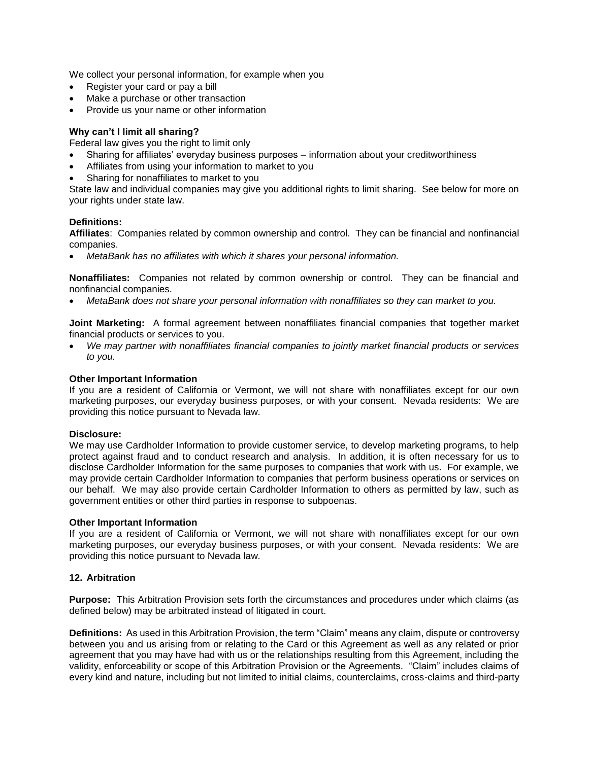We collect your personal information, for example when you

- Register your card or pay a bill
- Make a purchase or other transaction
- Provide us your name or other information

**Why can't I limit all sharing?**

Federal law gives you the right to limit only

- Sharing for affiliates' everyday business purposes – information about your creditworthiness
- Affiliates from using your information to market to you
- Sharing for nonaffiliates to market to you

State law and individual companies may give you additional rights to limit sharing. See below for more on your rights under state law.

**Definitions:**

**Affiliates**: Companies related by common ownership and control. They can be financial and nonfinancial companies.

- *MetaBank has no affiliates with which it shares your personal information.*

**Nonaffiliates:** Companies not related by common ownership or control. They can be financial and nonfinancial companies.

- *MetaBank does not share your personal information with nonaffiliates so they can market to you.*

**Joint Marketing:** A formal agreement between nonaffiliates financial companies that together market financial products or services to you.

- *We may partner with nonaffiliates financial companies to jointly market financial products or services to you.*

**Other Important Information**

If you are a resident of California or Vermont, we will not share with nonaffiliates except for our own marketing purposes, our everyday business purposes, or with your consent. Nevada residents: We are providing this notice pursuant to Nevada law.

**Disclosure:**

We may use Cardholder Information to provide customer service, to develop marketing programs, to help protect against fraud and to conduct research and analysis. In addition, it is often necessary for us to disclose Cardholder Information for the same purposes to companies that work with us. For example, we may provide certain Cardholder Information to companies that perform business operations or services on our behalf. We may also provide certain Cardholder Information to others as permitted by law, such as government entities or other third parties in response to subpoenas.

**Other Important Information**

If you are a resident of California or Vermont, we will not share with nonaffiliates except for our own marketing purposes, our everyday business purposes, or with your consent. Nevada residents: We are providing this notice pursuant to Nevada law.

## 12. Arbitration

**Purpose:** This Arbitration Provision sets forth the circumstances and procedures under which claims (as defined below) may be arbitrated instead of litigated in court.

**Definitions:** As used in this Arbitration Provision, the term "Claim" means any claim, dispute or controversy between you and us arising from or relating to the Card or this Agreement as well as any related or prior agreement that you may have had with us or the relationships resulting from this Agreement, including the validity, enforceability or scope of this Arbitration Provision or the Agreements. "Claim" includes claims of every kind and nature, including but not limited to initial claims, counterclaims, cross-claims and third-party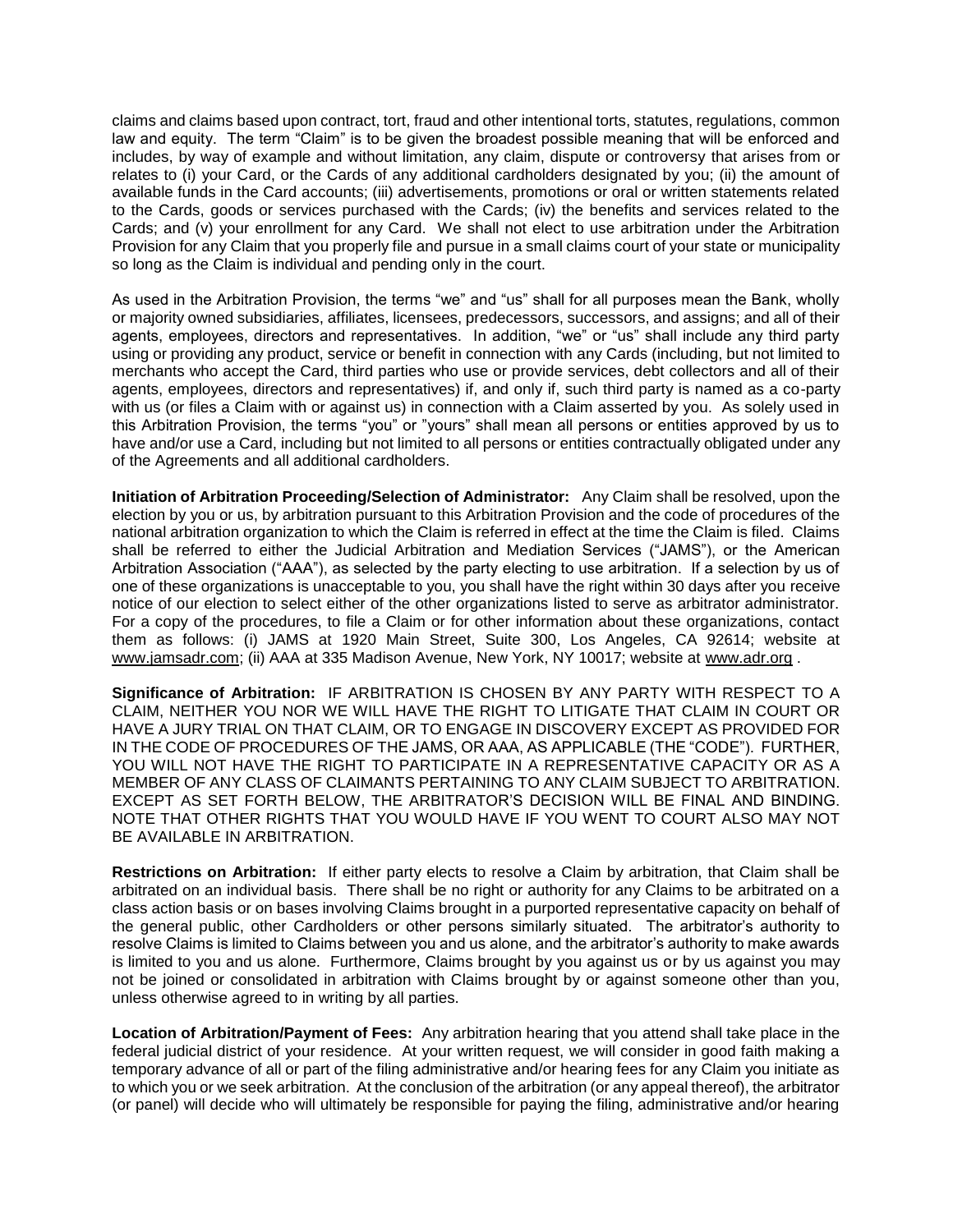claims and claims based upon contract, tort, fraud and other intentional torts, statutes, regulations, common law and equity. The term "Claim" is to be given the broadest possible meaning that will be enforced and includes, by way of example and without limitation, any claim, dispute or controversy that arises from or relates to (i) your Card, or the Cards of any additional cardholders designated by you; (ii) the amount of available funds in the Card accounts; (iii) advertisements, promotions or oral or written statements related to the Cards, goods or services purchased with the Cards; (iv) the benefits and services related to the Cards; and (v) your enrollment for any Card. We shall not elect to use arbitration under the Arbitration Provision for any Claim that you properly file and pursue in a small claims court of your state or municipality so long as the Claim is individual and pending only in the court.

As used in the Arbitration Provision, the terms "we" and "us" shall for all purposes mean the Bank, wholly or majority owned subsidiaries, affiliates, licensees, predecessors, successors, and assigns; and all of their agents, employees, directors and representatives. In addition, "we" or "us" shall include any third party using or providing any product, service or benefit in connection with any Cards (including, but not limited to merchants who accept the Card, third parties who use or provide services, debt collectors and all of their agents, employees, directors and representatives) if, and only if, such third party is named as a co-party with us (or files a Claim with or against us) in connection with a Claim asserted by you. As solely used in this Arbitration Provision, the terms "you" or "yours" shall mean all persons or entities approved by us to have and/or use a Card, including but not limited to all persons or entities contractually obligated under any of the Agreements and all additional cardholders.

**Initiation of Arbitration Proceeding/Selection of Administrator:** Any Claim shall be resolved, upon the election by you or us, by arbitration pursuant to this Arbitration Provision and the code of procedures of the national arbitration organization to which the Claim is referred in effect at the time the Claim is filed. Claims shall be referred to either the Judicial Arbitration and Mediation Services ("JAMS"), or the American Arbitration Association ("AAA"), as selected by the party electing to use arbitration. If a selection by us of one of these organizations is unacceptable to you, you shall have the right within 30 days after you receive notice of our election to select either of the other organizations listed to serve as arbitrator administrator. For a copy of the procedures, to file a Claim or for other information about these organizations, contact them as follows: (i) JAMS at 1920 Main Street, Suite 300, Los Angeles, CA 92614; website at www.jamsadr.com; (ii) AAA at 335 Madison Avenue, New York, NY 10017; website at www.adr.org .

**Significance of Arbitration:** IF ARBITRATION IS CHOSEN BY ANY PARTY WITH RESPECT TO A CLAIM, NEITHER YOU NOR WE WILL HAVE THE RIGHT TO LITIGATE THAT CLAIM IN COURT OR HAVE A JURY TRIAL ON THAT CLAIM, OR TO ENGAGE IN DISCOVERY EXCEPT AS PROVIDED FOR IN THE CODE OF PROCEDURES OF THE JAMS, OR AAA, AS APPLICABLE (THE "CODE"). FURTHER, YOU WILL NOT HAVE THE RIGHT TO PARTICIPATE IN A REPRESENTATIVE CAPACITY OR AS A MEMBER OF ANY CLASS OF CLAIMANTS PERTAINING TO ANY CLAIM SUBJECT TO ARBITRATION. EXCEPT AS SET FORTH BELOW, THE ARBITRATOR'S DECISION WILL BE FINAL AND BINDING. NOTE THAT OTHER RIGHTS THAT YOU WOULD HAVE IF YOU WENT TO COURT ALSO MAY NOT BE AVAILABLE IN ARBITRATION.

**Restrictions on Arbitration:** If either party elects to resolve a Claim by arbitration, that Claim shall be arbitrated on an individual basis. There shall be no right or authority for any Claims to be arbitrated on a class action basis or on bases involving Claims brought in a purported representative capacity on behalf of the general public, other Cardholders or other persons similarly situated. The arbitrator's authority to resolve Claims is limited to Claims between you and us alone, and the arbitrator's authority to make awards is limited to you and us alone. Furthermore, Claims brought by you against us or by us against you may not be joined or consolidated in arbitration with Claims brought by or against someone other than you, unless otherwise agreed to in writing by all parties.

**Location of Arbitration/Payment of Fees:** Any arbitration hearing that you attend shall take place in the federal judicial district of your residence. At your written request, we will consider in good faith making a temporary advance of all or part of the filing administrative and/or hearing fees for any Claim you initiate as to which you or we seek arbitration. At the conclusion of the arbitration (or any appeal thereof), the arbitrator (or panel) will decide who will ultimately be responsible for paying the filing, administrative and/or hearing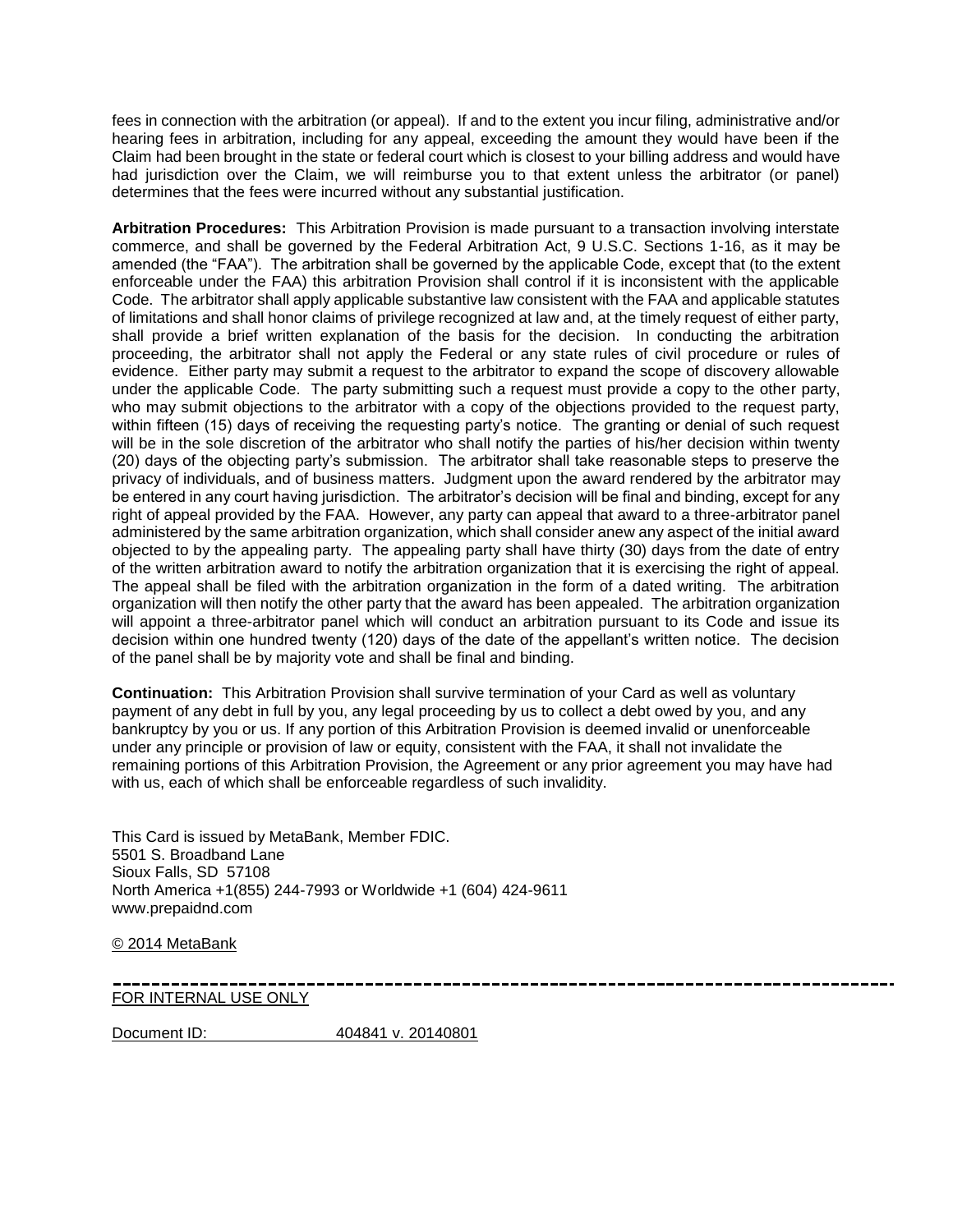fees in connection with the arbitration (or appeal). If and to the extent you incur filing, administrative and/or hearing fees in arbitration, including for any appeal, exceeding the amount they would have been if the Claim had been brought in the state or federal court which is closest to your billing address and would have had jurisdiction over the Claim, we will reimburse you to that extent unless the arbitrator (or panel) determines that the fees were incurred without any substantial justification.

**Arbitration Procedures:** This Arbitration Provision is made pursuant to a transaction involving interstate commerce, and shall be governed by the Federal Arbitration Act, 9 U.S.C. Sections 1-16, as it may be amended (the "FAA"). The arbitration shall be governed by the applicable Code, except that (to the extent enforceable under the FAA) this arbitration Provision shall control if it is inconsistent with the applicable Code. The arbitrator shall apply applicable substantive law consistent with the FAA and applicable statutes of limitations and shall honor claims of privilege recognized at law and, at the timely request of either party, shall provide a brief written explanation of the basis for the decision. In conducting the arbitration proceeding, the arbitrator shall not apply the Federal or any state rules of civil procedure or rules of evidence. Either party may submit a request to the arbitrator to expand the scope of discovery allowable under the applicable Code. The party submitting such a request must provide a copy to the other party, who may submit objections to the arbitrator with a copy of the objections provided to the request party, within fifteen (15) days of receiving the requesting party's notice. The granting or denial of such request will be in the sole discretion of the arbitrator who shall notify the parties of his/her decision within twenty (20) days of the objecting party's submission. The arbitrator shall take reasonable steps to preserve the privacy of individuals, and of business matters. Judgment upon the award rendered by the arbitrator may be entered in any court having jurisdiction. The arbitrator's decision will be final and binding, except for any right of appeal provided by the FAA. However, any party can appeal that award to a three-arbitrator panel administered by the same arbitration organization, which shall consider anew any aspect of the initial award objected to by the appealing party. The appealing party shall have thirty (30) days from the date of entry of the written arbitration award to notify the arbitration organization that it is exercising the right of appeal. The appeal shall be filed with the arbitration organization in the form of a dated writing. The arbitration organization will then notify the other party that the award has been appealed. The arbitration organization will appoint a three-arbitrator panel which will conduct an arbitration pursuant to its Code and issue its decision within one hundred twenty (120) days of the date of the appellant's written notice. The decision of the panel shall be by majority vote and shall be final and binding.

**Continuation:** This Arbitration Provision shall survive termination of your Card as well as voluntary payment of any debt in full by you, any legal proceeding by us to collect a debt owed by you, and any bankruptcy by you or us. If any portion of this Arbitration Provision is deemed invalid or unenforceable under any principle or provision of law or equity, consistent with the FAA, it shall not invalidate the remaining portions of this Arbitration Provision, the Agreement or any prior agreement you may have had with us, each of which shall be enforceable regardless of such invalidity.

This Card is issued by MetaBank, Member FDIC.
5501 S. Broadband Lane
Sioux Falls, SD 57108
North America +1(855) 244-7993 or Worldwide +1 (604) 424-9611
www.prepaidnd.com

© 2014 MetaBank

---

FOR INTERNAL USE ONLY

Document ID: 404841 v. 20140801